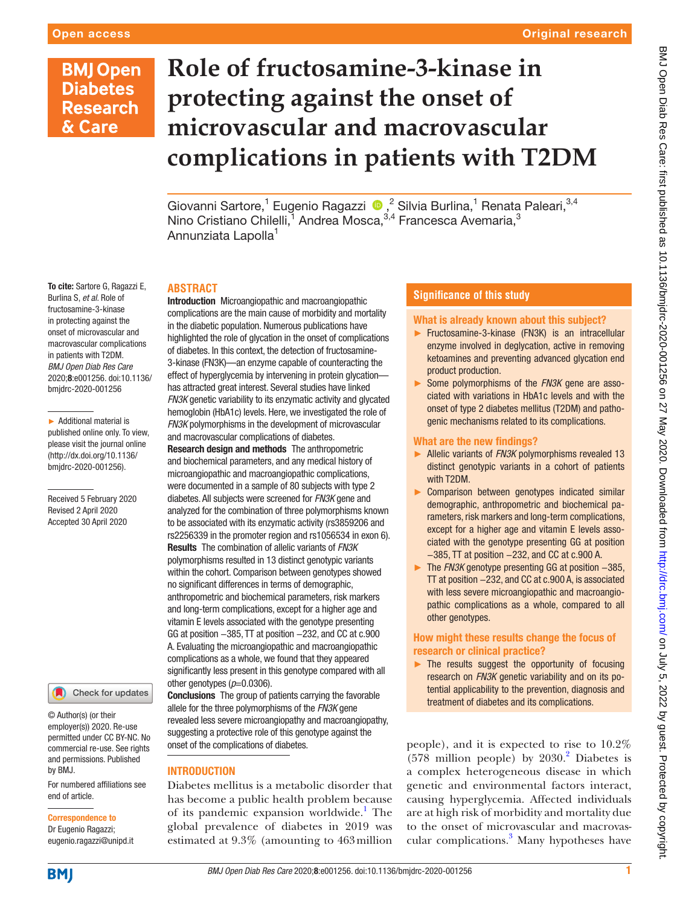Open access

Original research

# Role of fructosamine-3-kinase in protecting against the onset of microvascular and macrovascular complications in patients with T2DM

Giovanni Sartore,[1] Eugenio Ragazzi,[2] Silvia Burlina,[1] Renata Paleari,[3,4] Nino Cristiano Chilelli,[1] Andrea Mosca,[3,4] Francesca Avemaria,[3] Annunziata Lapolla[1]

**To cite:** Sartore G, Ragazzi E, Burlina S, *et al*. Role of fructosamine-3-kinase in protecting against the onset of microvascular and macrovascular complications in patients with T2DM. *BMJ Open Diab Res Care* 2020;**8**:e001256. doi:10.1136/bmjdrc-2020-001256

► Additional material is published online only. To view, please visit the journal online (http://dx.doi.org/10.1136/bmjdrc-2020-001256).

Received 5 February 2020
Revised 2 April 2020
Accepted 30 April 2020

## ABSTRACT

**Introduction** Microangiopathic and macroangiopathic complications are the main cause of morbidity and mortality in the diabetic population. Numerous publications have highlighted the role of glycation in the onset of complications of diabetes. In this context, the detection of fructosamine-3-kinase (FN3K)—an enzyme capable of counteracting the effect of hyperglycemia by intervening in protein glycation—has attracted great interest. Several studies have linked *FN3K* genetic variability to its enzymatic activity and glycated hemoglobin (HbA1c) levels. Here, we investigated the role of *FN3K* polymorphisms in the development of microvascular and macrovascular complications of diabetes.

**Research design and methods** The anthropometric and biochemical parameters, and any medical history of microangiopathic and macroangiopathic complications, were documented in a sample of 80 subjects with type 2 diabetes. All subjects were screened for *FN3K* gene and analyzed for the combination of three polymorphisms known to be associated with its enzymatic activity (rs3859206 and rs2256339 in the promoter region and rs1056534 in exon 6).

**Results** The combination of allelic variants of *FN3K* polymorphisms resulted in 13 distinct genotypic variants within the cohort. Comparison between genotypes showed no significant differences in terms of demographic, anthropometric and biochemical parameters, risk markers and long-term complications, except for a higher age and vitamin E levels associated with the genotype presenting GG at position −385, TT at position −232, and CC at c.900 A. Evaluating the microangiopathic and macroangiopathic complications as a whole, we found that they appeared significantly less present in this genotype compared with all other genotypes ($p$=0.0306).

**Conclusions** The group of patients carrying the favorable allele for the three polymorphisms of the *FN3K* gene revealed less severe microangiopathy and macroangiopathy, suggesting a protective role of this genotype against the onset of the complications of diabetes.

## Significance of this study

### What is already known about this subject?

- Fructosamine-3-kinase (FN3K) is an intracellular enzyme involved in deglycation, active in removing ketoamines and preventing advanced glycation end product production.
- Some polymorphisms of the *FN3K* gene are associated with variations in HbA1c levels and with the onset of type 2 diabetes mellitus (T2DM) and pathogenic mechanisms related to its complications.

### What are the new findings?

- Allelic variants of *FN3K* polymorphisms revealed 13 distinct genotypic variants in a cohort of patients with T2DM.
- Comparison between genotypes indicated similar demographic, anthropometric and biochemical parameters, risk markers and long-term complications, except for a higher age and vitamin E levels associated with the genotype presenting GG at position −385, TT at position −232, and CC at c.900 A.
- The *FN3K* genotype presenting GG at position −385, TT at position −232, and CC at c.900 A, is associated with less severe microangiopathic and macroangiopathic complications as a whole, compared to all other genotypes.

### How might these results change the focus of research or clinical practice?

- The results suggest the opportunity of focusing research on *FN3K* genetic variability and on its potential applicability to the prevention, diagnosis and treatment of diabetes and its complications.

## INTRODUCTION

Diabetes mellitus is a metabolic disorder that has become a public health problem because of its pandemic expansion worldwide.[1] The global prevalence of diabetes in 2019 was estimated at 9.3% (amounting to 463 million people), and it is expected to rise to 10.2% (578 million people) by 2030.[2] Diabetes is a complex heterogeneous disease in which genetic and environmental factors interact, causing hyperglycemia. Affected individuals are at high risk of morbidity and mortality due to the onset of microvascular and macrovascular complications.[3] Many hypotheses have

© Author(s) (or their employer(s)) 2020. Re-use permitted under CC BY-NC. No commercial re-use. See rights and permissions. Published by BMJ.

For numbered affiliations see end of article.

**Correspondence to**
Dr Eugenio Ragazzi;
eugenio.ragazzi@unipd.it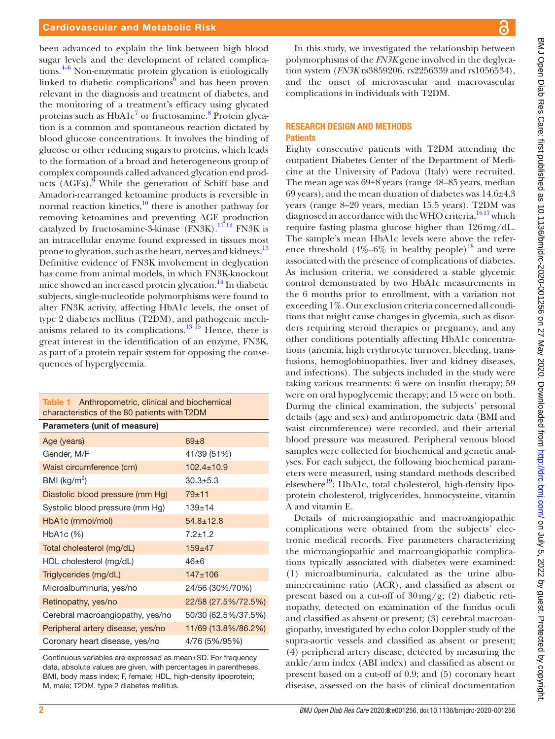been advanced to explain the link between high blood sugar levels and the development of related complications.[4–6] Non-enzymatic protein glycation is etiologically linked to diabetic complications[6] and has been proven relevant in the diagnosis and treatment of diabetes, and the monitoring of a treatment's efficacy using glycated proteins such as HbA1c[7] or fructosamine.[8] Protein glycation is a common and spontaneous reaction dictated by blood glucose concentrations. It involves the binding of glucose or other reducing sugars to proteins, which leads to the formation of a broad and heterogeneous group of complex compounds called advanced glycation end products (AGEs).[9] While the generation of Schiff base and Amadori-rearranged ketoamine products is reversible in normal reaction kinetics,[10] there is another pathway for removing ketoamines and preventing AGE production catalyzed by fructosamine-3-kinase (FN3K).[11 12] FN3K is an intracellular enzyme found expressed in tissues most prone to glycation, such as the heart, nerves and kidneys.[13] Definitive evidence of FN3K involvement in deglycation has come from animal models, in which FN3K-knockout mice showed an increased protein glycation.[14] In diabetic subjects, single-nucleotide polymorphisms were found to alter FN3K activity, affecting HbA1c levels, the onset of type 2 diabetes mellitus (T2DM), and pathogenic mechanisms related to its complications.[13 15] Hence, there is great interest in the identification of an enzyme, FN3K, as part of a protein repair system for opposing the consequences of hyperglycemia.

**Table 1** Anthropometric, clinical and biochemical characteristics of the 80 patients with T2DM

| Parameters (unit of measure) | |
|---|---|
| Age (years) | 69±8 |
| Gender, M/F | 41/39 (51%) |
| Waist circumference (cm) | 102.4±10.9 |
| BMI (kg/m$^2$) | 30.3±5.3 |
| Diastolic blood pressure (mm Hg) | 79±11 |
| Systolic blood pressure (mm Hg) | 139±14 |
| HbA1c (mmol/mol) | 54.8±12.8 |
| HbA1c (%) | 7.2±1.2 |
| Total cholesterol (mg/dL) | 159±47 |
| HDL cholesterol (mg/dL) | 46±6 |
| Triglycerides (mg/dL) | 147±106 |
| Microalbuminuria, yes/no | 24/56 (30%/70%) |
| Retinopathy, yes/no | 22/58 (27.5%/72.5%) |
| Cerebral macroangiopathy, yes/no | 50/30 (62.5%/37.5%) |
| Peripheral artery disease, yes/no | 11/69 (13.8%/86.2%) |
| Coronary heart disease, yes/no | 4/76 (5%/95%) |

Continuous variables are expressed as mean±SD. For frequency data, absolute values are given, with percentages in parentheses. BMI, body mass index; F, female; HDL, high-density lipoprotein; M, male; T2DM, type 2 diabetes mellitus.

In this study, we investigated the relationship between polymorphisms of the *FN3K* gene involved in the deglycation system (*FN3K* rs3859206, rs2256339 and rs1056534), and the onset of microvascular and macrovascular complications in individuals with T2DM.

## RESEARCH DESIGN AND METHODS

### Patients

Eighty consecutive patients with T2DM attending the outpatient Diabetes Center of the Department of Medicine at the University of Padova (Italy) were recruited. The mean age was 69±8 years (range 48–85 years, median 69 years), and the mean duration of diabetes was 14.6±4.3 years (range 8–20 years, median 15.5 years). T2DM was diagnosed in accordance with the WHO criteria,[16 17] which require fasting plasma glucose higher than 126 mg/dL. The sample's mean HbA1c levels were above the reference threshold (4%–6% in healthy people)[18] and were associated with the presence of complications of diabetes. As inclusion criteria, we considered a stable glycemic control demonstrated by two HbA1c measurements in the 6 months prior to enrollment, with a variation not exceeding 1%. Our exclusion criteria concerned all conditions that might cause changes in glycemia, such as disorders requiring steroid therapies or pregnancy, and any other conditions potentially affecting HbA1c concentrations (anemia, high erythrocyte turnover, bleeding, transfusions, hemoglobinopathies, liver and kidney diseases, and infections). The subjects included in the study were taking various treatments: 6 were on insulin therapy; 59 were on oral hypoglycemic therapy; and 15 were on both. During the clinical examination, the subjects' personal details (age and sex) and anthropometric data (BMI and waist circumference) were recorded, and their arterial blood pressure was measured. Peripheral venous blood samples were collected for biochemical and genetic analyses. For each subject, the following biochemical parameters were measured, using standard methods described elsewhere[19]: HbA1c, total cholesterol, high-density lipoprotein cholesterol, triglycerides, homocysteine, vitamin A and vitamin E.

Details of microangiopathic and macroangiopathic complications were obtained from the subjects' electronic medical records. Five parameters characterizing the microangiopathic and macroangiopathic complications typically associated with diabetes were examined: (1) microalbuminuria, calculated as the urine albumin:creatinine ratio (ACR), and classified as absent or present based on a cut-off of 30 mg/g; (2) diabetic retinopathy, detected on examination of the fundus oculi and classified as absent or present; (3) cerebral macroangiopathy, investigated by echo color Doppler study of the supra-aortic vessels and classified as absent or present; (4) peripheral artery disease, detected by measuring the ankle/arm index (ABI index) and classified as absent or present based on a cut-off of 0.9; and (5) coronary heart disease, assessed on the basis of clinical documentation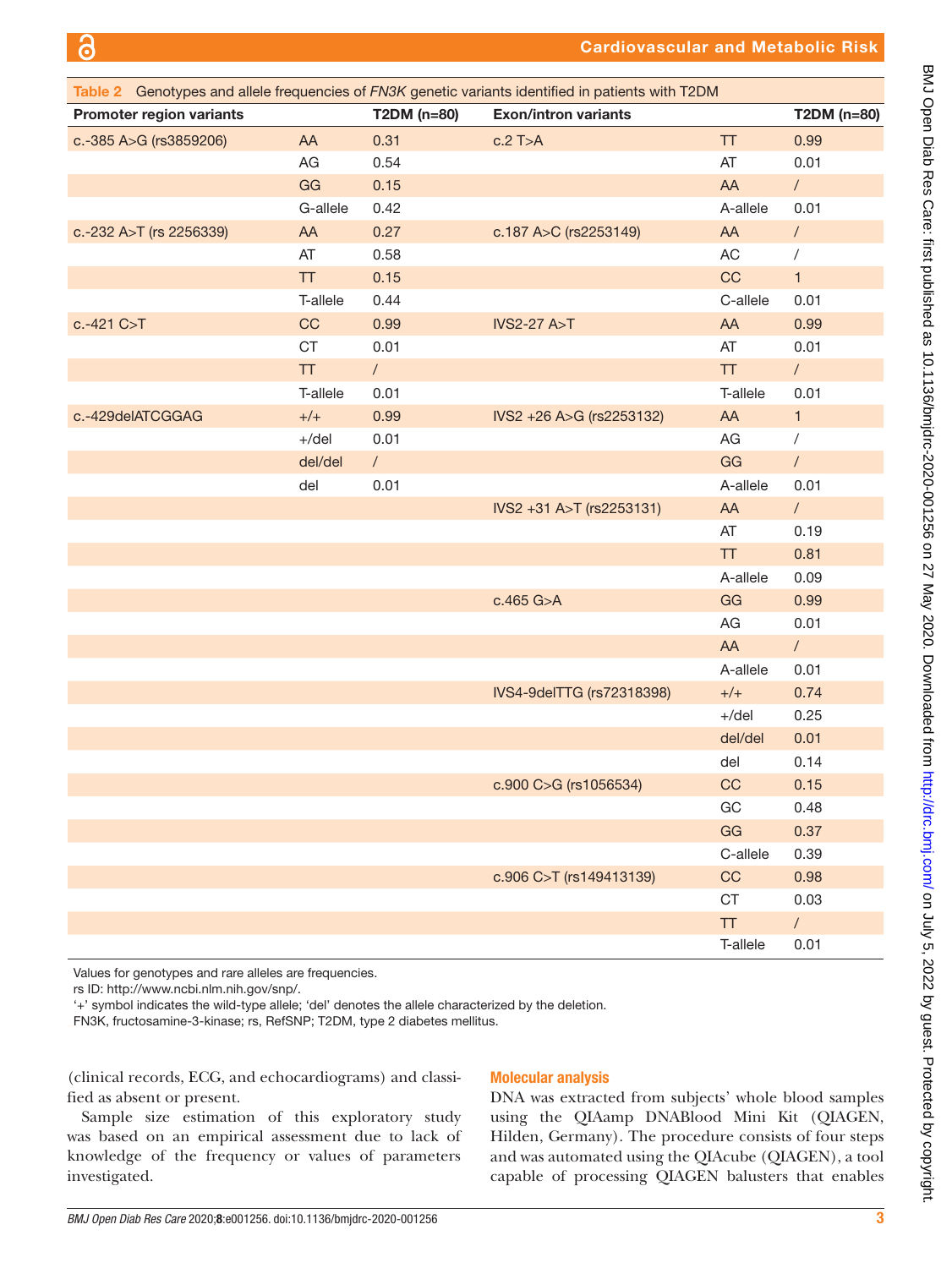**Table 2** Genotypes and allele frequencies of *FN3K* genetic variants identified in patients with T2DM

| Promoter region variants | | T2DM (n=80) | Exon/intron variants | | T2DM (n=80) |
|---|---|---|---|---|---|
| c.-385 A>G (rs3859206) | AA | 0.31 | c.2 T>A | TT | 0.99 |
| | AG | 0.54 | | AT | 0.01 |
| | GG | 0.15 | | AA | / |
| | G-allele | 0.42 | | A-allele | 0.01 |
| c.-232 A>T (rs 2256339) | AA | 0.27 | c.187 A>C (rs2253149) | AA | / |
| | AT | 0.58 | | AC | / |
| | TT | 0.15 | | CC | 1 |
| | T-allele | 0.44 | | C-allele | 0.01 |
| c.-421 C>T | CC | 0.99 | IVS2-27 A>T | AA | 0.99 |
| | CT | 0.01 | | AT | 0.01 |
| | TT | / | | TT | / |
| | T-allele | 0.01 | | T-allele | 0.01 |
| c.-429delATCGGAG | +/+ | 0.99 | IVS2 +26 A>G (rs2253132) | AA | 1 |
| | +/del | 0.01 | | AG | / |
| | del/del | / | | GG | / |
| | del | 0.01 | | A-allele | 0.01 |
| | | | IVS2 +31 A>T (rs2253131) | AA | / |
| | | | | AT | 0.19 |
| | | | | TT | 0.81 |
| | | | | A-allele | 0.09 |
| | | | c.465 G>A | GG | 0.99 |
| | | | | AG | 0.01 |
| | | | | AA | / |
| | | | | A-allele | 0.01 |
| | | | IVS4-9delTTG (rs72318398) | +/+ | 0.74 |
| | | | | +/del | 0.25 |
| | | | | del/del | 0.01 |
| | | | | del | 0.14 |
| | | | c.900 C>G (rs1056534) | CC | 0.15 |
| | | | | GC | 0.48 |
| | | | | GG | 0.37 |
| | | | | C-allele | 0.39 |
| | | | c.906 C>T (rs149413139) | CC | 0.98 |
| | | | | CT | 0.03 |
| | | | | TT | / |
| | | | | T-allele | 0.01 |

Values for genotypes and rare alleles are frequencies.
rs ID: http://www.ncbi.nlm.nih.gov/snp/.
'+' symbol indicates the wild-type allele; 'del' denotes the allele characterized by the deletion.
FN3K, fructosamine-3-kinase; rs, RefSNP; T2DM, type 2 diabetes mellitus.

(clinical records, ECG, and echocardiograms) and classified as absent or present.

Sample size estimation of this exploratory study was based on an empirical assessment due to lack of knowledge of the frequency or values of parameters investigated.

### Molecular analysis

DNA was extracted from subjects' whole blood samples using the QIAamp DNABlood Mini Kit (QIAGEN, Hilden, Germany). The procedure consists of four steps and was automated using the QIAcube (QIAGEN), a tool capable of processing QIAGEN balusters that enables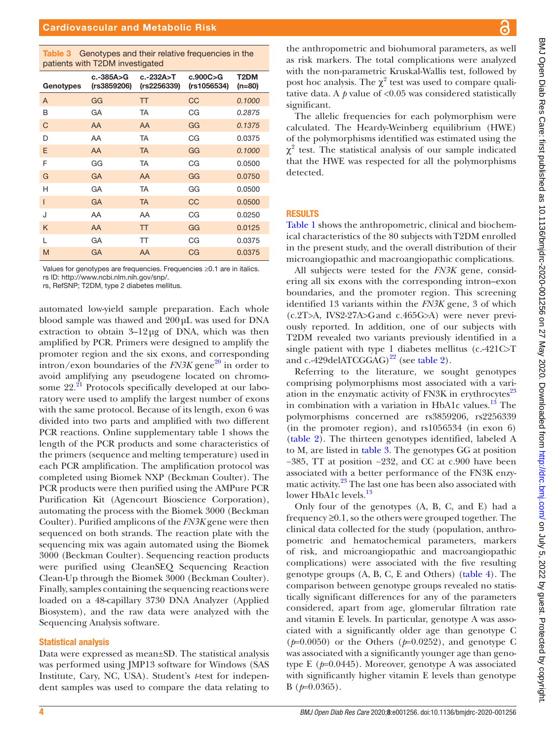**Table 3** Genotypes and their relative frequencies in the patients with T2DM investigated

| Genotypes | c.-385A>G (rs3859206) | c.-232A>T (rs2256339) | c.900C>G (rs1056534) | T2DM (n=80) |
|---|---|---|---|---|
| A | GG | TT | CC | *0.1000* |
| B | GA | TA | CG | *0.2875* |
| C | AA | AA | GG | *0.1375* |
| D | AA | TA | CG | 0.0375 |
| E | AA | TA | GG | *0.1000* |
| F | GG | TA | CG | 0.0500 |
| G | GA | AA | GG | 0.0750 |
| H | GA | TA | GG | 0.0500 |
| I | GA | TA | CC | 0.0500 |
| J | AA | AA | CG | 0.0250 |
| K | AA | TT | GG | 0.0125 |
| L | GA | TT | CG | 0.0375 |
| M | GA | AA | CG | 0.0375 |

Values for genotypes are frequencies. Frequencies ≥0.1 are in italics.
rs ID: http://www.ncbi.nlm.nih.gov/snp/.
rs, RefSNP; T2DM, type 2 diabetes mellitus.

automated low-yield sample preparation. Each whole blood sample was thawed and 200 µL was used for DNA extraction to obtain 3–12 µg of DNA, which was then amplified by PCR. Primers were designed to amplify the promoter region and the six exons, and corresponding intron/exon boundaries of the *FN3K* gene[20] in order to avoid amplifying any pseudogene located on chromosome 22.[21] Protocols specifically developed at our laboratory were used to amplify the largest number of exons with the same protocol. Because of its length, exon 6 was divided into two parts and amplified with two different PCR reactions. Online supplementary table 1 shows the length of the PCR products and some characteristics of the primers (sequence and melting temperature) used in each PCR amplification. The amplification protocol was completed using Biomek NXP (Beckman Coulter). The PCR products were then purified using the AMPure PCR Purification Kit (Agencourt Bioscience Corporation), automating the process with the Biomek 3000 (Beckman Coulter). Purified amplicons of the *FN3K* gene were then sequenced on both strands. The reaction plate with the sequencing mix was again automated using the Biomek 3000 (Beckman Coulter). Sequencing reaction products were purified using CleanSEQ Sequencing Reaction Clean-Up through the Biomek 3000 (Beckman Coulter). Finally, samples containing the sequencing reactions were loaded on a 48-capillary 3730 DNA Analyzer (Applied Biosystem), and the raw data were analyzed with the Sequencing Analysis software.

### Statistical analysis

Data were expressed as mean±SD. The statistical analysis was performed using JMP13 software for Windows (SAS Institute, Cary, NC, USA). Student's *t*-test for independent samples was used to compare the data relating to the anthropometric and biohumoral parameters, as well as risk markers. The total complications were analyzed with the non-parametric Kruskal-Wallis test, followed by post hoc analysis. The $\chi^2$ test was used to compare qualitative data. A $p$ value of <0.05 was considered statistically significant.

The allelic frequencies for each polymorphism were calculated. The Heardy-Weinberg equilibrium (HWE) of the polymorphisms identified was estimated using the $\chi^2$ test. The statistical analysis of our sample indicated that the HWE was respected for all the polymorphisms detected.

## RESULTS

Table 1 shows the anthropometric, clinical and biochemical characteristics of the 80 subjects with T2DM enrolled in the present study, and the overall distribution of their microangiopathic and macroangiopathic complications.

All subjects were tested for the *FN3K* gene, considering all six exons with the corresponding intron–exon boundaries, and the promoter region. This screening identified 13 variants within the *FN3K* gene, 3 of which (c.2T>A, IVS2-27A>G and c.465G>A) were never previously reported. In addition, one of our subjects with T2DM revealed two variants previously identified in a single patient with type 1 diabetes mellitus (c.-421C>T and c.-429delATCGGAG)[22] (see table 2).

Referring to the literature, we sought genotypes comprising polymorphisms most associated with a variation in the enzymatic activity of FN3K in erythrocytes[23] in combination with a variation in HbA1c values.[13] The polymorphisms concerned are rs3859206, rs2256339 (in the promoter region), and rs1056534 (in exon 6) (table 2). The thirteen genotypes identified, labeled A to M, are listed in table 3. The genotypes GG at position −385, TT at position −232, and CC at c.900 have been associated with a better performance of the FN3K enzymatic activity.[23] The last one has been also associated with lower HbA1c levels.[13]

Only four of the genotypes (A, B, C, and E) had a frequency ≥0.1, so the others were grouped together. The clinical data collected for the study (population, anthropometric and hematochemical parameters, markers of risk, and microangiopathic and macroangiopathic complications) were associated with the five resulting genotype groups (A, B, C, E and Others) (table 4). The comparison between genotype groups revealed no statistically significant differences for any of the parameters considered, apart from age, glomerular filtration rate and vitamin E levels. In particular, genotype A was associated with a significantly older age than genotype C ($p$=0.0050) or the Others ($p$=0.0252), and genotype C was associated with a significantly younger age than genotype E ($p$=0.0445). Moreover, genotype A was associated with significantly higher vitamin E levels than genotype B ($p$=0.0365).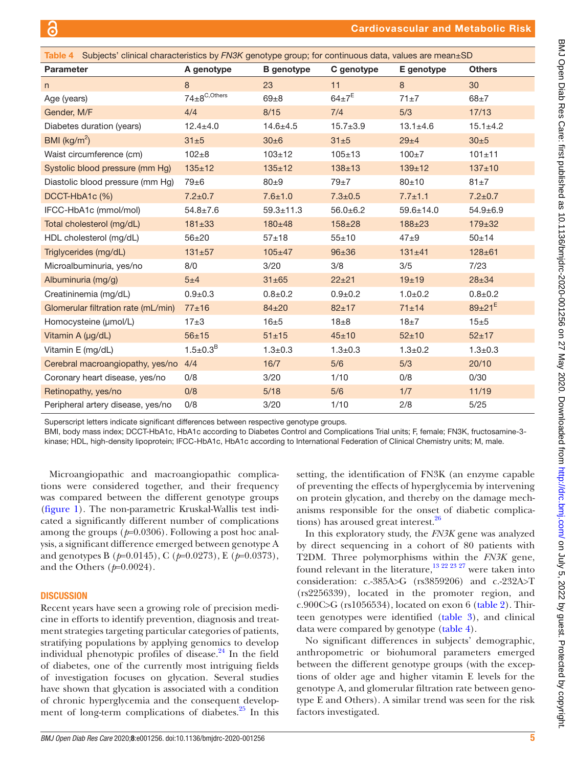**Table 4** Subjects' clinical characteristics by *FN3K* genotype group; for continuous data, values are mean±SD

| Parameter | A genotype | B genotype | C genotype | E genotype | Others |
|---|---|---|---|---|---|
| n | 8 | 23 | 11 | 8 | 30 |
| Age (years) | 74±8[C,Others] | 69±8 | 64±7[E] | 71±7 | 68±7 |
| Gender, M/F | 4/4 | 8/15 | 7/4 | 5/3 | 17/13 |
| Diabetes duration (years) | 12.4±4.0 | 14.6±4.5 | 15.7±3.9 | 13.1±4.6 | 15.1±4.2 |
| BMI (kg/m$^2$) | 31±5 | 30±6 | 31±5 | 29±4 | 30±5 |
| Waist circumference (cm) | 102±8 | 103±12 | 105±13 | 100±7 | 101±11 |
| Systolic blood pressure (mm Hg) | 135±12 | 135±12 | 138±13 | 139±12 | 137±10 |
| Diastolic blood pressure (mm Hg) | 79±6 | 80±9 | 79±7 | 80±10 | 81±7 |
| DCCT-HbA1c (%) | 7.2±0.7 | 7.6±1.0 | 7.3±0.5 | 7.7±1.1 | 7.2±0.7 |
| IFCC-HbA1c (mmol/mol) | 54.8±7.6 | 59.3±11.3 | 56.0±6.2 | 59.6±14.0 | 54.9±6.9 |
| Total cholesterol (mg/dL) | 181±33 | 180±48 | 158±28 | 188±23 | 179±32 |
| HDL cholesterol (mg/dL) | 56±20 | 57±18 | 55±10 | 47±9 | 50±14 |
| Triglycerides (mg/dL) | 131±57 | 105±47 | 96±36 | 131±41 | 128±61 |
| Microalbuminuria, yes/no | 8/0 | 3/20 | 3/8 | 3/5 | 7/23 |
| Albuminuria (mg/g) | 5±4 | 31±65 | 22±21 | 19±19 | 28±34 |
| Creatininemia (mg/dL) | 0.9±0.3 | 0.8±0.2 | 0.9±0.2 | 1.0±0.2 | 0.8±0.2 |
| Glomerular filtration rate (mL/min) | 77±16 | 84±20 | 82±17 | 71±14 | 89±21[E] |
| Homocysteine (µmol/L) | 17±3 | 16±5 | 18±8 | 18±7 | 15±5 |
| Vitamin A (µg/dL) | 56±15 | 51±15 | 45±10 | 52±10 | 52±17 |
| Vitamin E (mg/dL) | 1.5±0.3[B] | 1.3±0.3 | 1.3±0.3 | 1.3±0.2 | 1.3±0.3 |
| Cerebral macroangiopathy, yes/no | 4/4 | 16/7 | 5/6 | 5/3 | 20/10 |
| Coronary heart disease, yes/no | 0/8 | 3/20 | 1/10 | 0/8 | 0/30 |
| Retinopathy, yes/no | 0/8 | 5/18 | 5/6 | 1/7 | 11/19 |
| Peripheral artery disease, yes/no | 0/8 | 3/20 | 1/10 | 2/8 | 5/25 |

Superscript letters indicate significant differences between respective genotype groups.
BMI, body mass index; DCCT-HbA1c, HbA1c according to Diabetes Control and Complications Trial units; F, female; FN3K, fructosamine-3-kinase; HDL, high-density lipoprotein; IFCC-HbA1c, HbA1c according to International Federation of Clinical Chemistry units; M, male.

Microangiopathic and macroangiopathic complications were considered together, and their frequency was compared between the different genotype groups (figure 1). The non-parametric Kruskal-Wallis test indicated a significantly different number of complications among the groups ($p$=0.0306). Following a post hoc analysis, a significant difference emerged between genotype A and genotypes B ($p$=0.0145), C ($p$=0.0273), E ($p$=0.0373), and the Others ($p$=0.0024).

## DISCUSSION

Recent years have seen a growing role of precision medicine in efforts to identify prevention, diagnosis and treatment strategies targeting particular categories of patients, stratifying populations by applying genomics to develop individual phenotypic profiles of disease.[24] In the field of diabetes, one of the currently most intriguing fields of investigation focuses on glycation. Several studies have shown that glycation is associated with a condition of chronic hyperglycemia and the consequent development of long-term complications of diabetes.[25] In this setting, the identification of FN3K (an enzyme capable of preventing the effects of hyperglycemia by intervening on protein glycation, and thereby on the damage mechanisms responsible for the onset of diabetic complications) has aroused great interest.[26]

In this exploratory study, the *FN3K* gene was analyzed by direct sequencing in a cohort of 80 patients with T2DM. Three polymorphisms within the *FN3K* gene, found relevant in the literature,[13 22 23 27] were taken into consideration: c.-385A>G (rs3859206) and c.-232A>T (rs2256339), located in the promoter region, and c.900C>G (rs1056534), located on exon 6 (table 2). Thirteen genotypes were identified (table 3), and clinical data were compared by genotype (table 4).

No significant differences in subjects' demographic, anthropometric or biohumoral parameters emerged between the different genotype groups (with the exceptions of older age and higher vitamin E levels for the genotype A, and glomerular filtration rate between genotype E and Others). A similar trend was seen for the risk factors investigated.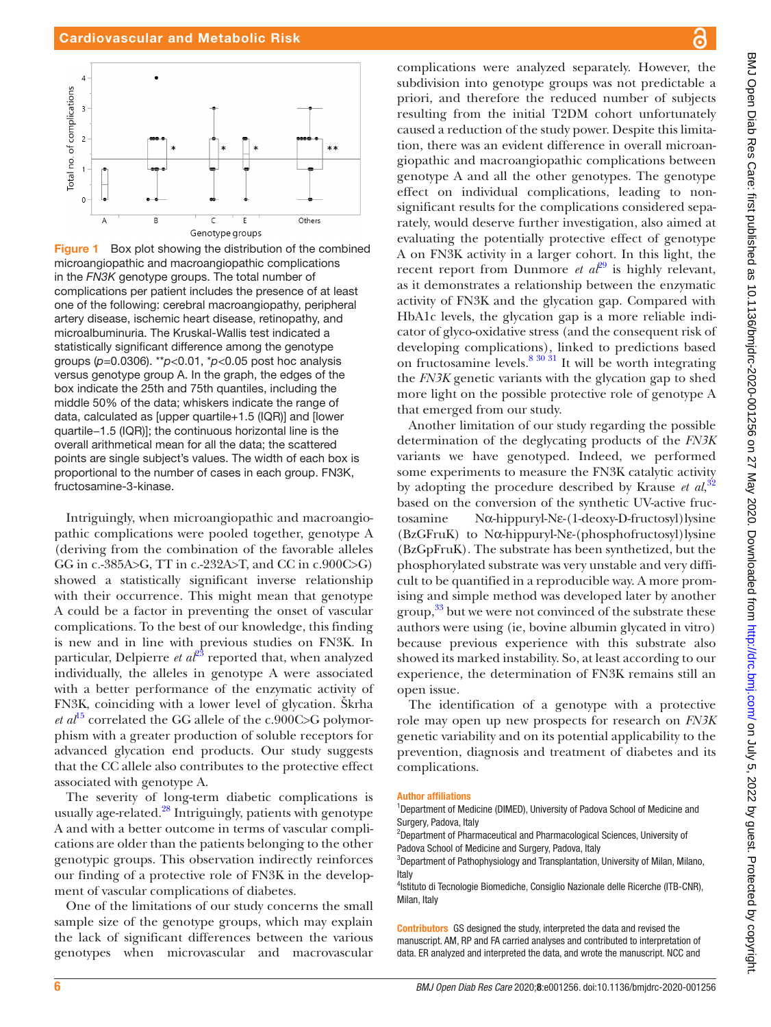Figure 1 Box plot showing the distribution of the combined microangiopathic and macroangiopathic complications in the *FN3K* genotype groups. The total number of complications per patient includes the presence of at least one of the following: cerebral macroangiopathy, peripheral artery disease, ischemic heart disease, retinopathy, and microalbuminuria. The Kruskal-Wallis test indicated a statistically significant difference among the genotype groups ($p$=0.0306). **$p$<0.01, *$p$<0.05 post hoc analysis versus genotype group A. In the graph, the edges of the box indicate the 25th and 75th quantiles, including the middle 50% of the data; whiskers indicate the range of data, calculated as [upper quartile+1.5 (IQR)] and [lower quartile−1.5 (IQR)]; the continuous horizontal line is the overall arithmetical mean for all the data; the scattered points are single subject's values. The width of each box is proportional to the number of cases in each group. FN3K, fructosamine-3-kinase.

Intriguingly, when microangiopathic and macroangiopathic complications were pooled together, genotype A (deriving from the combination of the favorable alleles GG in c.-385A>G, TT in c.-232A>T, and CC in c.900C>G) showed a statistically significant inverse relationship with their occurrence. This might mean that genotype A could be a factor in preventing the onset of vascular complications. To the best of our knowledge, this finding is new and in line with previous studies on FN3K. In particular, Delpierre *et al*[23] reported that, when analyzed individually, the alleles in genotype A were associated with a better performance of the enzymatic activity of FN3K, coinciding with a lower level of glycation. Škrha *et al*[15] correlated the GG allele of the c.900C>G polymorphism with a greater production of soluble receptors for advanced glycation end products. Our study suggests that the CC allele also contributes to the protective effect associated with genotype A.

The severity of long-term diabetic complications is usually age-related.[28] Intriguingly, patients with genotype A and with a better outcome in terms of vascular complications are older than the patients belonging to the other genotypic groups. This observation indirectly reinforces our finding of a protective role of FN3K in the development of vascular complications of diabetes.

One of the limitations of our study concerns the small sample size of the genotype groups, which may explain the lack of significant differences between the various genotypes when microvascular and macrovascular complications were analyzed separately. However, the subdivision into genotype groups was not predictable a priori, and therefore the reduced number of subjects resulting from the initial T2DM cohort unfortunately caused a reduction of the study power. Despite this limitation, there was an evident difference in overall microangiopathic and macroangiopathic complications between genotype A and all the other genotypes. The genotype effect on individual complications, leading to non-significant results for the complications considered separately, would deserve further investigation, also aimed at evaluating the potentially protective effect of genotype A on FN3K activity in a larger cohort. In this light, the recent report from Dunmore *et al*[29] is highly relevant, as it demonstrates a relationship between the enzymatic activity of FN3K and the glycation gap. Compared with HbA1c levels, the glycation gap is a more reliable indicator of glyco-oxidative stress (and the consequent risk of developing complications), linked to predictions based on fructosamine levels.[8 30 31] It will be worth integrating the *FN3K* genetic variants with the glycation gap to shed more light on the possible protective role of genotype A that emerged from our study.

Another limitation of our study regarding the possible determination of the deglycating products of the *FN3K* variants we have genotyped. Indeed, we performed some experiments to measure the FN3K catalytic activity by adopting the procedure described by Krause *et al*,[32] based on the conversion of the synthetic UV-active fructosamine Nα-hippuryl-Nε-(1-deoxy-D-fructosyl)lysine (BzGFruK) to Nα-hippuryl-Nε-(phosphofructosyl)lysine (BzGpFruK). The substrate has been synthetized, but the phosphorylated substrate was very unstable and very difficult to be quantified in a reproducible way. A more promising and simple method was developed later by another group,[33] but we were not convinced of the substrate these authors were using (ie, bovine albumin glycated in vitro) because previous experience with this substrate also showed its marked instability. So, at least according to our experience, the determination of FN3K remains still an open issue.

The identification of a genotype with a protective role may open up new prospects for research on *FN3K* genetic variability and on its potential applicability to the prevention, diagnosis and treatment of diabetes and its complications.

**Author affiliations**

[1]Department of Medicine (DIMED), University of Padova School of Medicine and Surgery, Padova, Italy
[2]Department of Pharmaceutical and Pharmacological Sciences, University of Padova School of Medicine and Surgery, Padova, Italy
[3]Department of Pathophysiology and Transplantation, University of Milan, Milano, Italy
[4]Istituto di Tecnologie Biomediche, Consiglio Nazionale delle Ricerche (ITB-CNR), Milan, Italy

**Contributors** GS designed the study, interpreted the data and revised the manuscript. AM, RP and FA carried analyses and contributed to interpretation of data. ER analyzed and interpreted the data, and wrote the manuscript. NCC and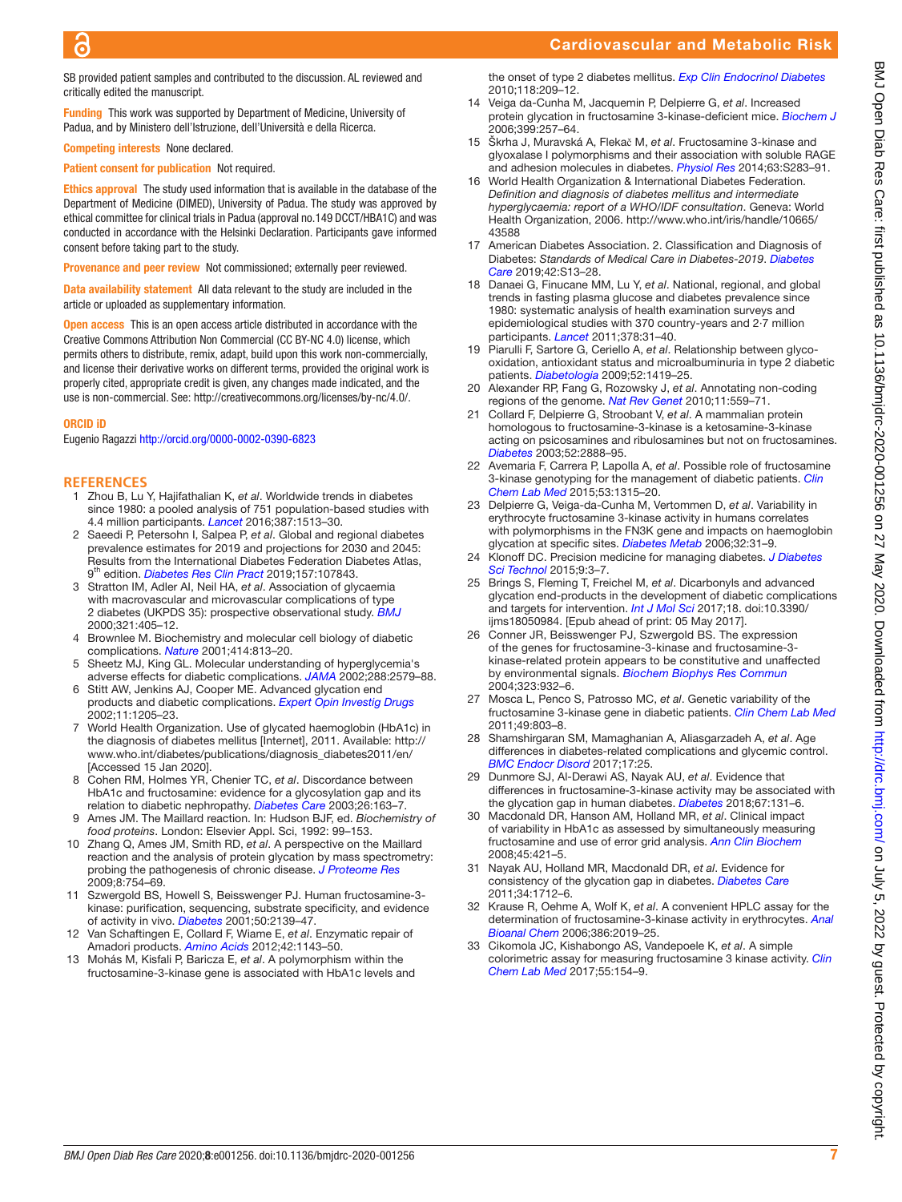SB provided patient samples and contributed to the discussion. AL reviewed and critically edited the manuscript.

**Funding** This work was supported by Department of Medicine, University of Padua, and by Ministero dell'Istruzione, dell'Università e della Ricerca.

**Competing interests** None declared.

**Patient consent for publication** Not required.

**Ethics approval** The study used information that is available in the database of the Department of Medicine (DIMED), University of Padua. The study was approved by ethical committee for clinical trials in Padua (approval no.149 DCCT/HBA1C) and was conducted in accordance with the Helsinki Declaration. Participants gave informed consent before taking part to the study.

**Provenance and peer review** Not commissioned; externally peer reviewed.

**Data availability statement** All data relevant to the study are included in the article or uploaded as supplementary information.

**Open access** This is an open access article distributed in accordance with the Creative Commons Attribution Non Commercial (CC BY-NC 4.0) license, which permits others to distribute, remix, adapt, build upon this work non-commercially, and license their derivative works on different terms, provided the original work is properly cited, appropriate credit is given, any changes made indicated, and the use is non-commercial. See: http://creativecommons.org/licenses/by-nc/4.0/.

**ORCID iD**

Eugenio Ragazzi http://orcid.org/0000-0002-0390-6823

## REFERENCES

1. Zhou B, Lu Y, Hajifathalian K, *et al*. Worldwide trends in diabetes since 1980: a pooled analysis of 751 population-based studies with 4.4 million participants. *Lancet* 2016;387:1513–30.
2. Saeedi P, Petersohn I, Salpea P, *et al*. Global and regional diabetes prevalence estimates for 2019 and projections for 2030 and 2045: Results from the International Diabetes Federation Diabetes Atlas, 9th edition. *Diabetes Res Clin Pract* 2019;157:107843.
3. Stratton IM, Adler AI, Neil HA, *et al*. Association of glycaemia with macrovascular and microvascular complications of type 2 diabetes (UKPDS 35): prospective observational study. *BMJ* 2000;321:405–12.
4. Brownlee M. Biochemistry and molecular cell biology of diabetic complications. *Nature* 2001;414:813–20.
5. Sheetz MJ, King GL. Molecular understanding of hyperglycemia's adverse effects for diabetic complications. *JAMA* 2002;288:2579–88.
6. Stitt AW, Jenkins AJ, Cooper ME. Advanced glycation end products and diabetic complications. *Expert Opin Investig Drugs* 2002;11:1205–23.
7. World Health Organization. Use of glycated haemoglobin (HbA1c) in the diagnosis of diabetes mellitus [Internet], 2011. Available: http://www.who.int/diabetes/publications/diagnosis_diabetes2011/en/ [Accessed 15 Jan 2020].
8. Cohen RM, Holmes YR, Chenier TC, *et al*. Discordance between HbA1c and fructosamine: evidence for a glycosylation gap and its relation to diabetic nephropathy. *Diabetes Care* 2003;26:163–7.
9. Ames JM. The Maillard reaction. In: Hudson BJF, ed. *Biochemistry of food proteins*. London: Elsevier Appl. Sci, 1992: 99–153.
10. Zhang Q, Ames JM, Smith RD, *et al*. A perspective on the Maillard reaction and the analysis of protein glycation by mass spectrometry: probing the pathogenesis of chronic disease. *J Proteome Res* 2009;8:754–69.
11. Szwergold BS, Howell S, Beisswenger PJ. Human fructosamine-3-kinase: purification, sequencing, substrate specificity, and evidence of activity in vivo. *Diabetes* 2001;50:2139–47.
12. Van Schaftingen E, Collard F, Wiame E, *et al*. Enzymatic repair of Amadori products. *Amino Acids* 2012;42:1143–50.
13. Mohás M, Kisfali P, Baricza E, *et al*. A polymorphism within the fructosamine-3-kinase gene is associated with HbA1c levels and the onset of type 2 diabetes mellitus. *Exp Clin Endocrinol Diabetes* 2010;118:209–12.
14. Veiga da-Cunha M, Jacquemin P, Delpierre G, *et al*. Increased protein glycation in fructosamine 3-kinase-deficient mice. *Biochem J* 2006;399:257–64.
15. Škrha J, Muravská A, Flekač M, *et al*. Fructosamine 3-kinase and glyoxalase I polymorphisms and their association with soluble RAGE and adhesion molecules in diabetes. *Physiol Res* 2014;63:S283–91.
16. World Health Organization & International Diabetes Federation. *Definition and diagnosis of diabetes mellitus and intermediate hyperglycaemia: report of a WHO/IDF consultation*. Geneva: World Health Organization, 2006. http://www.who.int/iris/handle/10665/43588
17. American Diabetes Association. 2. Classification and Diagnosis of Diabetes: *Standards of Medical Care in Diabetes-2019*. *Diabetes Care* 2019;42:S13–28.
18. Danaei G, Finucane MM, Lu Y, *et al*. National, regional, and global trends in fasting plasma glucose and diabetes prevalence since 1980: systematic analysis of health examination surveys and epidemiological studies with 370 country-years and 2·7 million participants. *Lancet* 2011;378:31–40.
19. Piarulli F, Sartore G, Ceriello A, *et al*. Relationship between glyco-oxidation, antioxidant status and microalbuminuria in type 2 diabetic patients. *Diabetologia* 2009;52:1419–25.
20. Alexander RP, Fang G, Rozowsky J, *et al*. Annotating non-coding regions of the genome. *Nat Rev Genet* 2010;11:559–71.
21. Collard F, Delpierre G, Stroobant V, *et al*. A mammalian protein homologous to fructosamine-3-kinase is a ketosamine-3-kinase acting on psicosamines and ribulosamines but not on fructosamines. *Diabetes* 2003;52:2888–95.
22. Avemaria F, Carrera P, Lapolla A, *et al*. Possible role of fructosamine 3-kinase genotyping for the management of diabetic patients. *Clin Chem Lab Med* 2015;53:1315–20.
23. Delpierre G, Veiga-da-Cunha M, Vertommen D, *et al*. Variability in erythrocyte fructosamine 3-kinase activity in humans correlates with polymorphisms in the FN3K gene and impacts on haemoglobin glycation at specific sites. *Diabetes Metab* 2006;32:31–9.
24. Klonoff DC. Precision medicine for managing diabetes. *J Diabetes Sci Technol* 2015;9:3–7.
25. Brings S, Fleming T, Freichel M, *et al*. Dicarbonyls and advanced glycation end-products in the development of diabetic complications and targets for intervention. *Int J Mol Sci* 2017;18. doi:10.3390/ijms18050984. [Epub ahead of print: 05 May 2017].
26. Conner JR, Beisswenger PJ, Szwergold BS. The expression of the genes for fructosamine-3-kinase and fructosamine-3-kinase-related protein appears to be constitutive and unaffected by environmental signals. *Biochem Biophys Res Commun* 2004;323:932–6.
27. Mosca L, Penco S, Patrosso MC, *et al*. Genetic variability of the fructosamine 3-kinase gene in diabetic patients. *Clin Chem Lab Med* 2011;49:803–8.
28. Shamshirgaran SM, Mamaghanian A, Aliasgarzadeh A, *et al*. Age differences in diabetes-related complications and glycemic control. *BMC Endocr Disord* 2017;17:25.
29. Dunmore SJ, Al-Derawi AS, Nayak AU, *et al*. Evidence that differences in fructosamine-3-kinase activity may be associated with the glycation gap in human diabetes. *Diabetes* 2018;67:131–6.
30. Macdonald DR, Hanson AM, Holland MR, *et al*. Clinical impact of variability in HbA1c as assessed by simultaneously measuring fructosamine and use of error grid analysis. *Ann Clin Biochem* 2008;45:421–5.
31. Nayak AU, Holland MR, Macdonald DR, *et al*. Evidence for consistency of the glycation gap in diabetes. *Diabetes Care* 2011;34:1712–6.
32. Krause R, Oehme A, Wolf K, *et al*. A convenient HPLC assay for the determination of fructosamine-3-kinase activity in erythrocytes. *Anal Bioanal Chem* 2006;386:2019–25.
33. Cikomola JC, Kishabongo AS, Vandepoele K, *et al*. A simple colorimetric assay for measuring fructosamine 3 kinase activity. *Clin Chem Lab Med* 2017;55:154–9.